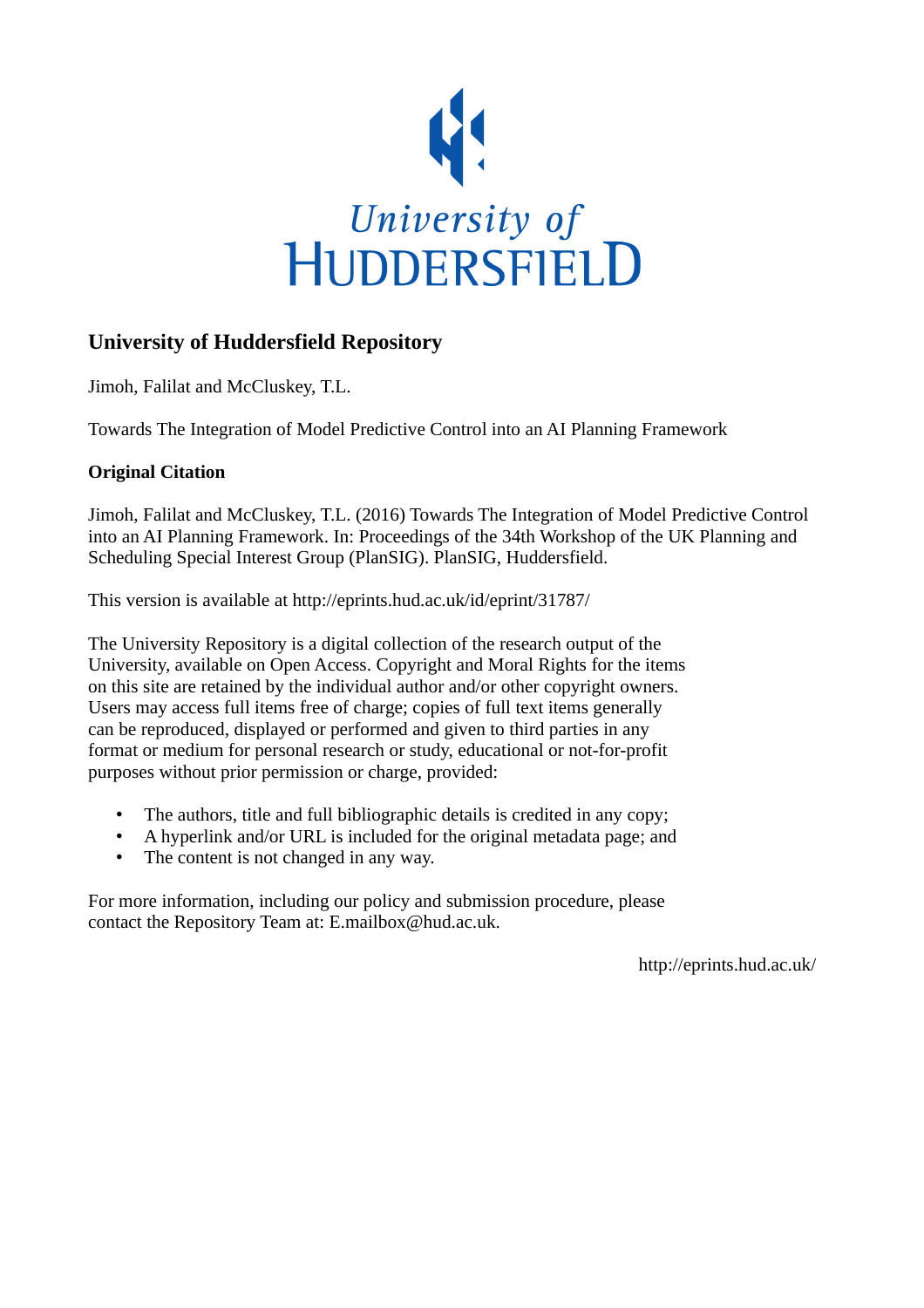University of HUDDERSFIELD

## University of Huddersfield Repository

Jimoh, Falilat and McCluskey, T.L.

Towards The Integration of Model Predictive Control into an AI Planning Framework

### Original Citation

Jimoh, Falilat and McCluskey, T.L. (2016) Towards The Integration of Model Predictive Control into an AI Planning Framework. In: Proceedings of the 34th Workshop of the UK Planning and Scheduling Special Interest Group (PlanSIG). PlanSIG, Huddersfield.

This version is available at http://eprints.hud.ac.uk/id/eprint/31787/

The University Repository is a digital collection of the research output of the University, available on Open Access. Copyright and Moral Rights for the items on this site are retained by the individual author and/or other copyright owners. Users may access full items free of charge; copies of full text items generally can be reproduced, displayed or performed and given to third parties in any format or medium for personal research or study, educational or not-for-profit purposes without prior permission or charge, provided:

- The authors, title and full bibliographic details is credited in any copy;
- A hyperlink and/or URL is included for the original metadata page; and
- The content is not changed in any way.

For more information, including our policy and submission procedure, please contact the Repository Team at: E.mailbox@hud.ac.uk.

http://eprints.hud.ac.uk/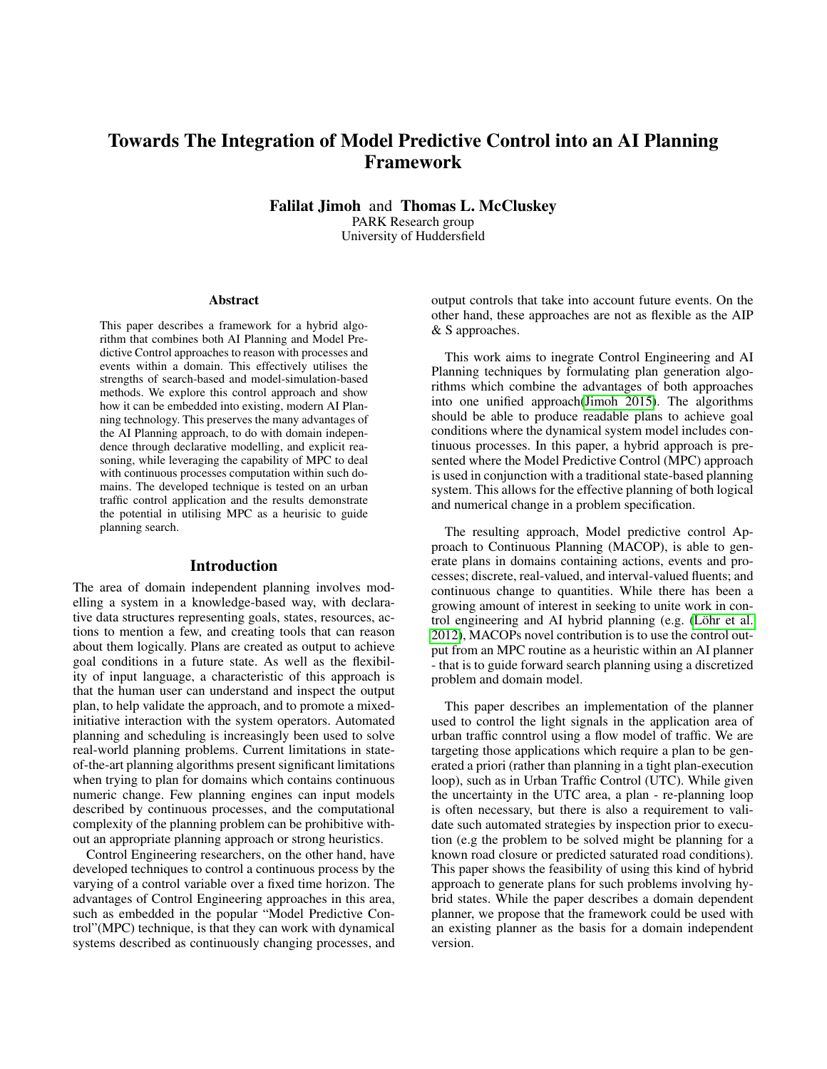# Towards The Integration of Model Predictive Control into an AI Planning Framework

**Falilat Jimoh** and **Thomas L. McCluskey**
PARK Research group
University of Huddersfield

## Abstract

This paper describes a framework for a hybrid algorithm that combines both AI Planning and Model Predictive Control approaches to reason with processes and events within a domain. This effectively utilises the strengths of search-based and model-simulation-based methods. We explore this control approach and show how it can be embedded into existing, modern AI Planning technology. This preserves the many advantages of the AI Planning approach, to do with domain independence through declarative modelling, and explicit reasoning, while leveraging the capability of MPC to deal with continuous processes computation within such domains. The developed technique is tested on an urban traffic control application and the results demonstrate the potential in utilising MPC as a heurisic to guide planning search.

## Introduction

The area of domain independent planning involves modelling a system in a knowledge-based way, with declarative data structures representing goals, states, resources, actions to mention a few, and creating tools that can reason about them logically. Plans are created as output to achieve goal conditions in a future state. As well as the flexibility of input language, a characteristic of this approach is that the human user can understand and inspect the output plan, to help validate the approach, and to promote a mixed-initiative interaction with the system operators. Automated planning and scheduling is increasingly been used to solve real-world planning problems. Current limitations in state-of-the-art planning algorithms present significant limitations when trying to plan for domains which contains continuous numeric change. Few planning engines can input models described by continuous processes, and the computational complexity of the planning problem can be prohibitive without an appropriate planning approach or strong heuristics.

Control Engineering researchers, on the other hand, have developed techniques to control a continuous process by the varying of a control variable over a fixed time horizon. The advantages of Control Engineering approaches in this area, such as embedded in the popular "Model Predictive Control"(MPC) technique, is that they can work with dynamical systems described as continuously changing processes, and output controls that take into account future events. On the other hand, these approaches are not as flexible as the AIP & S approaches.

This work aims to inegrate Control Engineering and AI Planning techniques by formulating plan generation algorithms which combine the advantages of both approaches into one unified approach(Jimoh 2015). The algorithms should be able to produce readable plans to achieve goal conditions where the dynamical system model includes continuous processes. In this paper, a hybrid approach is presented where the Model Predictive Control (MPC) approach is used in conjunction with a traditional state-based planning system. This allows for the effective planning of both logical and numerical change in a problem specification.

The resulting approach, Model predictive control Approach to Continuous Planning (MACOP), is able to generate plans in domains containing actions, events and processes; discrete, real-valued, and interval-valued fluents; and continuous change to quantities. While there has been a growing amount of interest in seeking to unite work in control engineering and AI hybrid planning (e.g. (Löhr et al. 2012), MACOPs novel contribution is to use the control output from an MPC routine as a heuristic within an AI planner - that is to guide forward search planning using a discretized problem and domain model.

This paper describes an implementation of the planner used to control the light signals in the application area of urban traffic conntrol using a flow model of traffic. We are targeting those applications which require a plan to be generated a priori (rather than planning in a tight plan-execution loop), such as in Urban Traffic Control (UTC). While given the uncertainty in the UTC area, a plan - re-planning loop is often necessary, but there is also a requirement to validate such automated strategies by inspection prior to execution (e.g the problem to be solved might be planning for a known road closure or predicted saturated road conditions). This paper shows the feasibility of using this kind of hybrid approach to generate plans for such problems involving hybrid states. While the paper describes a domain dependent planner, we propose that the framework could be used with an existing planner as the basis for a domain independent version.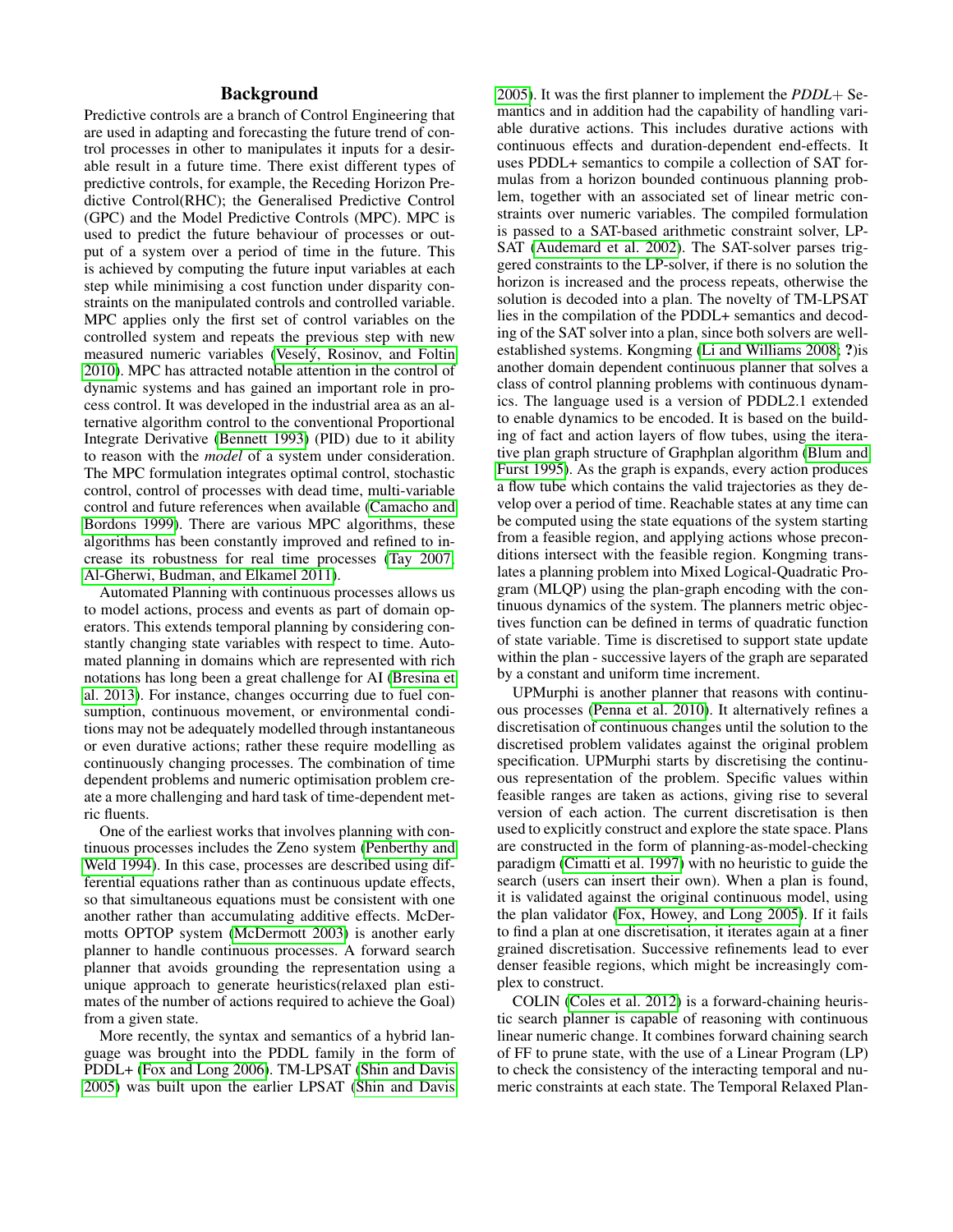## Background

Predictive controls are a branch of Control Engineering that are used in adapting and forecasting the future trend of control processes in other to manipulates it inputs for a desirable result in a future time. There exist different types of predictive controls, for example, the Receding Horizon Predictive Control(RHC); the Generalised Predictive Control (GPC) and the Model Predictive Controls (MPC). MPC is used to predict the future behaviour of processes or output of a system over a period of time in the future. This is achieved by computing the future input variables at each step while minimising a cost function under disparity constraints on the manipulated controls and controlled variable. MPC applies only the first set of control variables on the controlled system and repeats the previous step with new measured numeric variables (Veselý, Rosinov, and Foltin 2010). MPC has attracted notable attention in the control of dynamic systems and has gained an important role in process control. It was developed in the industrial area as an alternative algorithm control to the conventional Proportional Integrate Derivative (Bennett 1993) (PID) due to it ability to reason with the *model* of a system under consideration. The MPC formulation integrates optimal control, stochastic control, control of processes with dead time, multi-variable control and future references when available (Camacho and Bordons 1999). There are various MPC algorithms, these algorithms has been constantly improved and refined to increase its robustness for real time processes (Tay 2007; Al-Gherwi, Budman, and Elkamel 2011).

Automated Planning with continuous processes allows us to model actions, process and events as part of domain operators. This extends temporal planning by considering constantly changing state variables with respect to time. Automated planning in domains which are represented with rich notations has long been a great challenge for AI (Bresina et al. 2013). For instance, changes occurring due to fuel consumption, continuous movement, or environmental conditions may not be adequately modelled through instantaneous or even durative actions; rather these require modelling as continuously changing processes. The combination of time dependent problems and numeric optimisation problem create a more challenging and hard task of time-dependent metric fluents.

One of the earliest works that involves planning with continuous processes includes the Zeno system (Penberthy and Weld 1994). In this case, processes are described using differential equations rather than as continuous update effects, so that simultaneous equations must be consistent with one another rather than accumulating additive effects. McDermotts OPTOP system (McDermott 2003) is another early planner to handle continuous processes. A forward search planner that avoids grounding the representation using a unique approach to generate heuristics(relaxed plan estimates of the number of actions required to achieve the Goal) from a given state.

More recently, the syntax and semantics of a hybrid language was brought into the PDDL family in the form of PDDL+ (Fox and Long 2006). TM-LPSAT (Shin and Davis 2005) was built upon the earlier LPSAT (Shin and Davis 2005). It was the first planner to implement the *PDDL+* Semantics and in addition had the capability of handling variable durative actions. This includes durative actions with continuous effects and duration-dependent end-effects. It uses PDDL+ semantics to compile a collection of SAT formulas from a horizon bounded continuous planning problem, together with an associated set of linear metric constraints over numeric variables. The compiled formulation is passed to a SAT-based arithmetic constraint solver, LP-SAT (Audemard et al. 2002). The SAT-solver parses triggered constraints to the LP-solver, if there is no solution the horizon is increased and the process repeats, otherwise the solution is decoded into a plan. The novelty of TM-LPSAT lies in the compilation of the PDDL+ semantics and decoding of the SAT solver into a plan, since both solvers are well-established systems. Kongming (Li and Williams 2008; **?**)is another domain dependent continuous planner that solves a class of control planning problems with continuous dynamics. The language used is a version of PDDL2.1 extended to enable dynamics to be encoded. It is based on the building of fact and action layers of flow tubes, using the iterative plan graph structure of Graphplan algorithm (Blum and Furst 1995). As the graph is expands, every action produces a flow tube which contains the valid trajectories as they develop over a period of time. Reachable states at any time can be computed using the state equations of the system starting from a feasible region, and applying actions whose preconditions intersect with the feasible region. Kongming translates a planning problem into Mixed Logical-Quadratic Program (MLQP) using the plan-graph encoding with the continuous dynamics of the system. The planners metric objectives function can be defined in terms of quadratic function of state variable. Time is discretised to support state update within the plan - successive layers of the graph are separated by a constant and uniform time increment.

UPMurphi is another planner that reasons with continuous processes (Penna et al. 2010). It alternatively refines a discretisation of continuous changes until the solution to the discretised problem validates against the original problem specification. UPMurphi starts by discretising the continuous representation of the problem. Specific values within feasible ranges are taken as actions, giving rise to several version of each action. The current discretisation is then used to explicitly construct and explore the state space. Plans are constructed in the form of planning-as-model-checking paradigm (Cimatti et al. 1997) with no heuristic to guide the search (users can insert their own). When a plan is found, it is validated against the original continuous model, using the plan validator (Fox, Howey, and Long 2005). If it fails to find a plan at one discretisation, it iterates again at a finer grained discretisation. Successive refinements lead to ever denser feasible regions, which might be increasingly complex to construct.

COLIN (Coles et al. 2012) is a forward-chaining heuristic search planner is capable of reasoning with continuous linear numeric change. It combines forward chaining search of FF to prune state, with the use of a Linear Program (LP) to check the consistency of the interacting temporal and numeric constraints at each state. The Temporal Relaxed Plan-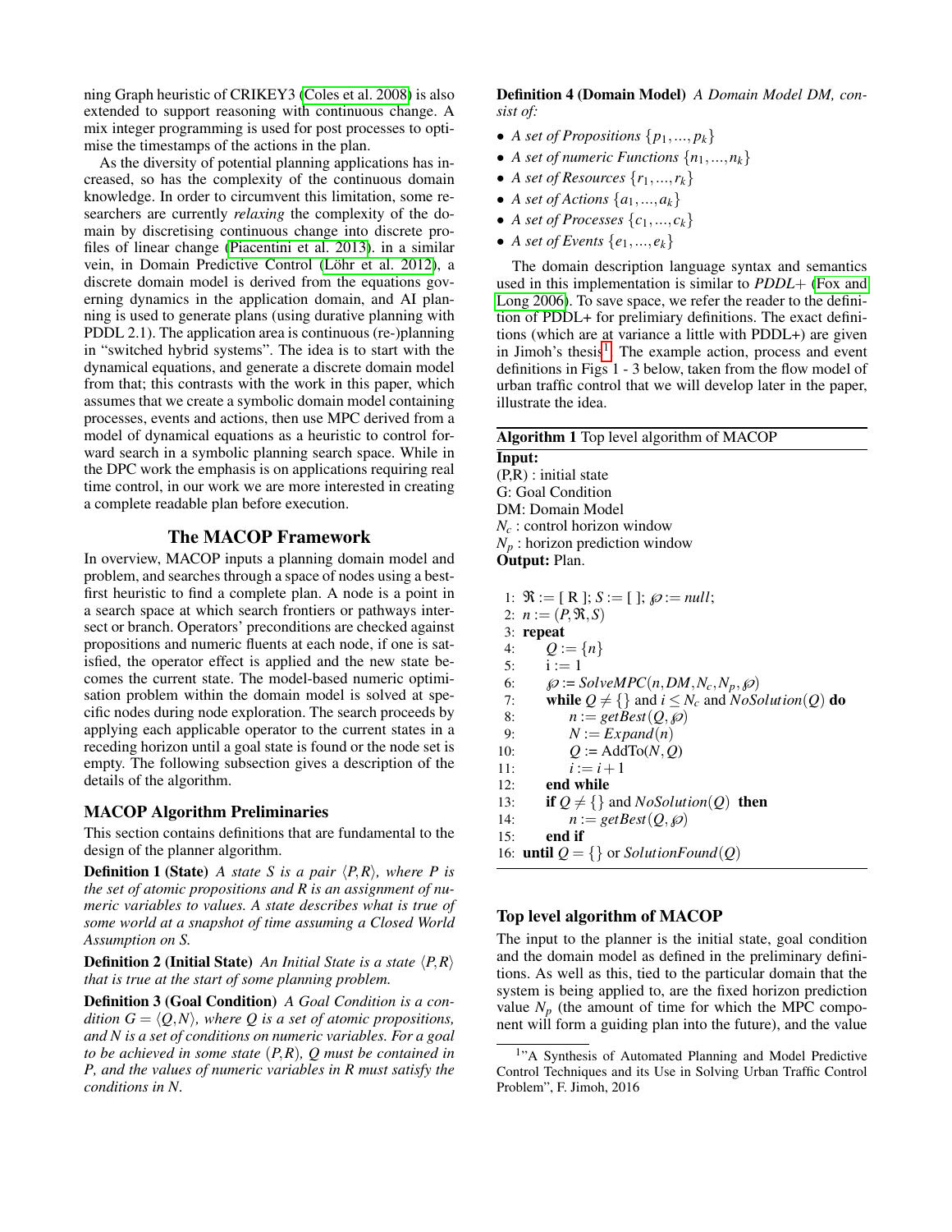ning Graph heuristic of CRIKEY3 (Coles et al. 2008) is also extended to support reasoning with continuous change. A mix integer programming is used for post processes to optimise the timestamps of the actions in the plan.

As the diversity of potential planning applications has increased, so has the complexity of the continuous domain knowledge. In order to circumvent this limitation, some researchers are currently *relaxing* the complexity of the domain by discretising continuous change into discrete profiles of linear change (Piacentini et al. 2013). in a similar vein, in Domain Predictive Control (Löhr et al. 2012), a discrete domain model is derived from the equations governing dynamics in the application domain, and AI planning is used to generate plans (using durative planning with PDDL 2.1). The application area is continuous (re-)planning in "switched hybrid systems". The idea is to start with the dynamical equations, and generate a discrete domain model from that; this contrasts with the work in this paper, which assumes that we create a symbolic domain model containing processes, events and actions, then use MPC derived from a model of dynamical equations as a heuristic to control forward search in a symbolic planning search space. While in the DPC work the emphasis is on applications requiring real time control, in our work we are more interested in creating a complete readable plan before execution.

## The MACOP Framework

In overview, MACOP inputs a planning domain model and problem, and searches through a space of nodes using a best-first heuristic to find a complete plan. A node is a point in a search space at which search frontiers or pathways intersect or branch. Operators' preconditions are checked against propositions and numeric fluents at each node, if one is satisfied, the operator effect is applied and the new state becomes the current state. The model-based numeric optimisation problem within the domain model is solved at specific nodes during node exploration. The search proceeds by applying each applicable operator to the current states in a receding horizon until a goal state is found or the node set is empty. The following subsection gives a description of the details of the algorithm.

### MACOP Algorithm Preliminaries

This section contains definitions that are fundamental to the design of the planner algorithm.

**Definition 1 (State)** *A state S is a pair $\langle P,R \rangle$, where P is the set of atomic propositions and R is an assignment of numeric variables to values. A state describes what is true of some world at a snapshot of time assuming a Closed World Assumption on S.*

**Definition 2 (Initial State)** *An Initial State is a state $\langle P,R \rangle$ that is true at the start of some planning problem.*

**Definition 3 (Goal Condition)** *A Goal Condition is a condition $G = \langle Q,N \rangle$, where Q is a set of atomic propositions, and N is a set of conditions on numeric variables. For a goal to be achieved in some state $(P,R)$, Q must be contained in P, and the values of numeric variables in R must satisfy the conditions in N.*

**Definition 4 (Domain Model)** *A Domain Model DM, consist of:*

- *A set of Propositions $\{p_1,...,p_k\}$*
- *A set of numeric Functions $\{n_1,...,n_k\}$*
- *A set of Resources $\{r_1,...,r_k\}$*
- *A set of Actions $\{a_1,...,a_k\}$*
- *A set of Processes $\{c_1,...,c_k\}$*
- *A set of Events $\{e_1,...,e_k\}$*

The domain description language syntax and semantics used in this implementation is similar to *PDDL+* (Fox and Long 2006). To save space, we refer the reader to the definition of PDDL+ for prelimiary definitions. The exact definitions (which are at variance a little with PDDL+) are given in Jimoh's thesis[1]. The example action, process and event definitions in Figs 1 - 3 below, taken from the flow model of urban traffic control that we will develop later in the paper, illustrate the idea.

**Algorithm 1** Top level algorithm of MACOP

**Input:**
(P,R) : initial state
G: Goal Condition
DM: Domain Model
$N_c$ : control horizon window
$N_p$ : horizon prediction window
**Output:** Plan.

```
1:  ℜ := [ R ]; S := [ ]; ℘ := null;
2:  n := (P, ℜ, S)
3:  repeat
4:      Q := {n}
5:      i := 1
6:      ℘ := SolveMPC(n, DM, N_c, N_p, ℘)
7:      while Q ≠ {} and i ≤ N_c and NoSolution(Q) do
8:          n := getBest(Q, ℘)
9:          N := Expand(n)
10:         Q := AddTo(N, Q)
11:         i := i + 1
12:     end while
13:     if Q ≠ {} and NoSolution(Q) then
14:         n := getBest(Q, ℘)
15:     end if
16: until Q = {} or SolutionFound(Q)
```

### Top level algorithm of MACOP

The input to the planner is the initial state, goal condition and the domain model as defined in the preliminary definitions. As well as this, tied to the particular domain that the system is being applied to, are the fixed horizon prediction value $N_p$ (the amount of time for which the MPC component will form a guiding plan into the future), and the value

[1] "A Synthesis of Automated Planning and Model Predictive Control Techniques and its Use in Solving Urban Traffic Control Problem", F. Jimoh, 2016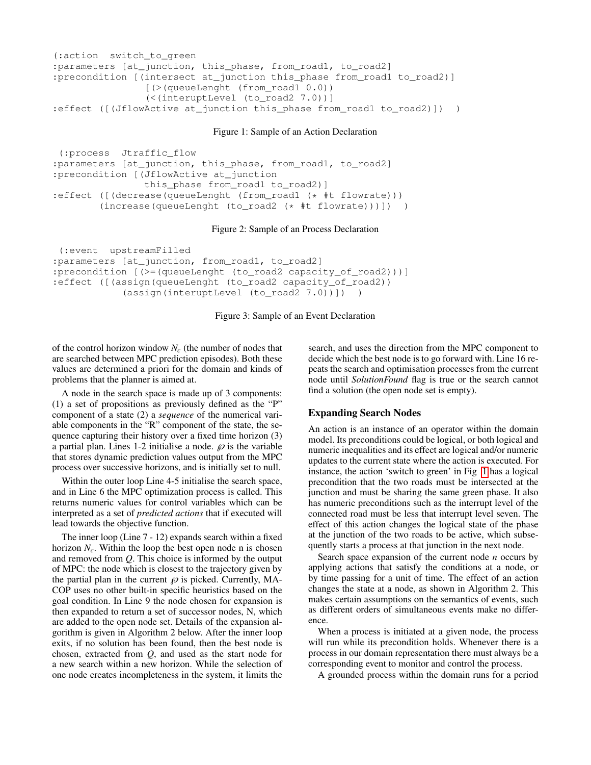```
(:action  switch_to_green
:parameters [at_junction, this_phase, from_road1, to_road2]
:precondition [(intersect at_junction this_phase from_road1 to_road2)]
                [(>(queueLenght (from_road1 0.0))
                (<(interuptLevel (to_road2 7.0))]
:effect ([(JflowActive at_junction this_phase from_road1 to_road2)])  )
```

Figure 1: Sample of an Action Declaration

```
 (:process  Jtraffic_flow
:parameters [at_junction, this_phase, from_road1, to_road2]
:precondition [(JflowActive at_junction
                this_phase from_road1 to_road2)]
:effect ([(decrease(queueLenght (from_road1 (* #t flowrate)))
        (increase(queueLenght (to_road2 (* #t flowrate)))])  )
```

Figure 2: Sample of an Process Declaration

```
 (:event  upstreamFilled
:parameters [at_junction, from_road1, to_road2]
:precondition [(>=(queueLenght (to_road2 capacity_of_road2)))]
:effect ([(assign(queueLenght (to_road2 capacity_of_road2))
            (assign(interuptLevel (to_road2 7.0))]])  )
```

Figure 3: Sample of an Event Declaration

of the control horizon window $N_c$ (the number of nodes that are searched between MPC prediction episodes). Both these values are determined a priori for the domain and kinds of problems that the planner is aimed at.

A node in the search space is made up of 3 components: (1) a set of propositions as previously defined as the "P" component of a state (2) a *sequence* of the numerical variable components in the "R" component of the state, the sequence capturing their history over a fixed time horizon (3) a partial plan. Lines 1-2 initialise a node. $\wp$ is the variable that stores dynamic prediction values output from the MPC process over successive horizons, and is initially set to null.

Within the outer loop Line 4-5 initialise the search space, and in Line 6 the MPC optimization process is called. This returns numeric values for control variables which can be interpreted as a set of *predicted actions* that if executed will lead towards the objective function.

The inner loop (Line 7 - 12) expands search within a fixed horizon $N_c$. Within the loop the best open node n is chosen and removed from $Q$. This choice is informed by the output of MPC: the node which is closest to the trajectory given by the partial plan in the current $\wp$ is picked. Currently, MACOP uses no other built-in specific heuristics based on the goal condition. In Line 9 the node chosen for expansion is then expanded to return a set of successor nodes, N, which are added to the open node set. Details of the expansion algorithm is given in Algorithm 2 below. After the inner loop exits, if no solution has been found, then the best node is chosen, extracted from $Q$, and used as the start node for a new search within a new horizon. While the selection of one node creates incompleteness in the system, it limits the search, and uses the direction from the MPC component to decide which the best node is to go forward with. Line 16 repeats the search and optimisation processes from the current node until *SolutionFound* flag is true or the search cannot find a solution (the open node set is empty).

## Expanding Search Nodes

An action is an instance of an operator within the domain model. Its preconditions could be logical, or both logical and numeric inequalities and its effect are logical and/or numeric updates to the current state where the action is executed. For instance, the action 'switch to green' in Fig 1 has a logical precondition that the two roads must be intersected at the junction and must be sharing the same green phase. It also has numeric preconditions such as the interrupt level of the connected road must be less that interrupt level seven. The effect of this action changes the logical state of the phase at the junction of the two roads to be active, which subsequently starts a process at that junction in the next node.

Search space expansion of the current node $n$ occurs by applying actions that satisfy the conditions at a node, or by time passing for a unit of time. The effect of an action changes the state at a node, as shown in Algorithm 2. This makes certain assumptions on the semantics of events, such as different orders of simultaneous events make no difference.

When a process is initiated at a given node, the process will run while its precondition holds. Whenever there is a process in our domain representation there must always be a corresponding event to monitor and control the process.

A grounded process within the domain runs for a period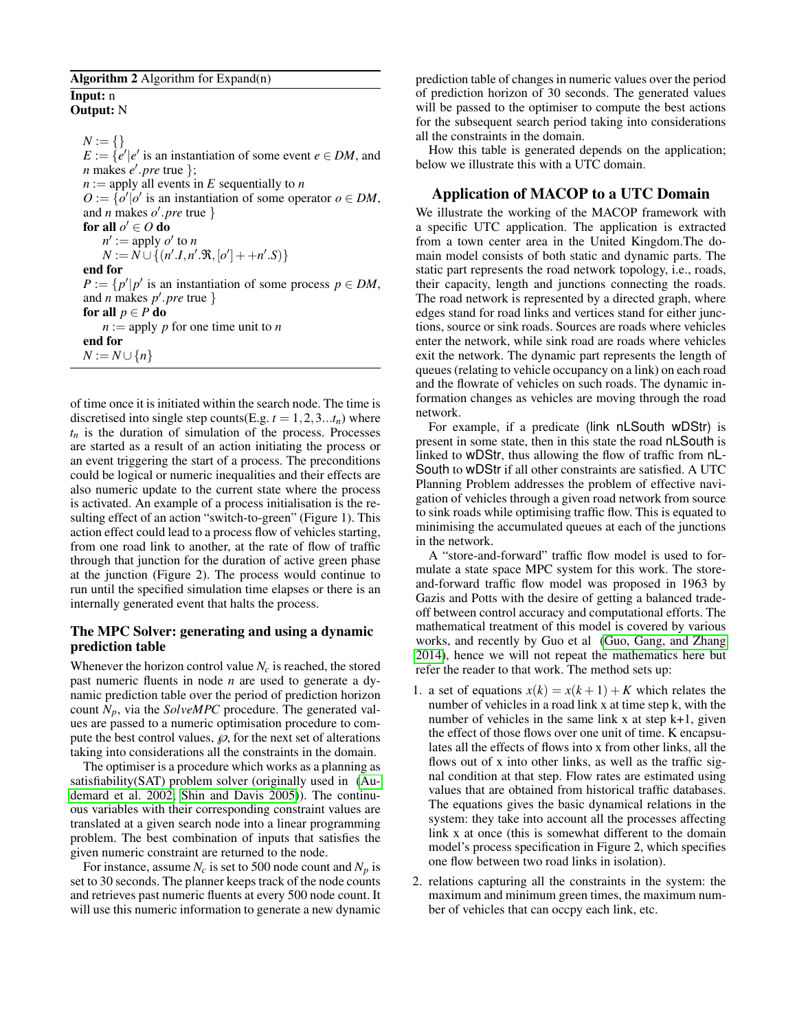**Algorithm 2** Algorithm for Expand(n)

**Input:** n
**Output:** N

$N := \{\}$
$E := \{e' | e'$ is an instantiation of some event $e \in DM$, and $n$ makes $e'.pre$ true $\}$;
$n :=$ apply all events in $E$ sequentially to $n$
$O := \{o' | o'$ is an instantiation of some operator $o \in DM$, and $n$ makes $o'.pre$ true $\}$
**for all** $o' \in O$ **do**
  $n' :=$ apply $o'$ to $n$
  $N := N \cup \{(n'.I, n'.\Re, [o'] + +n'.S)\}$
**end for**
$P := \{p' | p'$ is an instantiation of some process $p \in DM$, and $n$ makes $p'.pre$ true $\}$
**for all** $p \in P$ **do**
  $n :=$ apply $p$ for one time unit to $n$
**end for**
$N := N \cup \{n\}$

of time once it is initiated within the search node. The time is discretised into single step counts(E.g. $t = 1, 2, 3...t_n$) where $t_n$ is the duration of simulation of the process. Processes are started as a result of an action initiating the process or an event triggering the start of a process. The preconditions could be logical or numeric inequalities and their effects are also numeric update to the current state where the process is activated. An example of a process initialisation is the resulting effect of an action "switch-to-green" (Figure 1). This action effect could lead to a process flow of vehicles starting, from one road link to another, at the rate of flow of traffic through that junction for the duration of active green phase at the junction (Figure 2). The process would continue to run until the specified simulation time elapses or there is an internally generated event that halts the process.

## The MPC Solver: generating and using a dynamic prediction table

Whenever the horizon control value $N_c$ is reached, the stored past numeric fluents in node $n$ are used to generate a dynamic prediction table over the period of prediction horizon count $N_p$, via the *SolveMPC* procedure. The generated values are passed to a numeric optimisation procedure to compute the best control values, $\wp$, for the next set of alterations taking into considerations all the constraints in the domain.

The optimiser is a procedure which works as a planning as satisfiability(SAT) problem solver (originally used in (Audemard et al. 2002; Shin and Davis 2005)). The continuous variables with their corresponding constraint values are translated at a given search node into a linear programming problem. The best combination of inputs that satisfies the given numeric constraint are returned to the node.

For instance, assume $N_c$ is set to 500 node count and $N_p$ is set to 30 seconds. The planner keeps track of the node counts and retrieves past numeric fluents at every 500 node count. It will use this numeric information to generate a new dynamic prediction table of changes in numeric values over the period of prediction horizon of 30 seconds. The generated values will be passed to the optimiser to compute the best actions for the subsequent search period taking into considerations all the constraints in the domain.

How this table is generated depends on the application; below we illustrate this with a UTC domain.

## Application of MACOP to a UTC Domain

We illustrate the working of the MACOP framework with a specific UTC application. The application is extracted from a town center area in the United Kingdom.The domain model consists of both static and dynamic parts. The static part represents the road network topology, i.e., roads, their capacity, length and junctions connecting the roads. The road network is represented by a directed graph, where edges stand for road links and vertices stand for either junctions, source or sink roads. Sources are roads where vehicles enter the network, while sink road are roads where vehicles exit the network. The dynamic part represents the length of queues (relating to vehicle occupancy on a link) on each road and the flowrate of vehicles on such roads. The dynamic information changes as vehicles are moving through the road network.

For example, if a predicate (link nLSouth wDStr) is present in some state, then in this state the road nLSouth is linked to wDStr, thus allowing the flow of traffic from nLSouth to wDStr if all other constraints are satisfied. A UTC Planning Problem addresses the problem of effective navigation of vehicles through a given road network from source to sink roads while optimising traffic flow. This is equated to minimising the accumulated queues at each of the junctions in the network.

A "store-and-forward" traffic flow model is used to formulate a state space MPC system for this work. The store-and-forward traffic flow model was proposed in 1963 by Gazis and Potts with the desire of getting a balanced trade-off between control accuracy and computational efforts. The mathematical treatment of this model is covered by various works, and recently by Guo et al (Guo, Gang, and Zhang 2014), hence we will not repeat the mathematics here but refer the reader to that work. The method sets up:

1. a set of equations $x(k) = x(k+1) + K$ which relates the number of vehicles in a road link x at time step k, with the number of vehicles in the same link x at step k+1, given the effect of those flows over one unit of time. K encapsulates all the effects of flows into x from other links, all the flows out of x into other links, as well as the traffic signal condition at that step. Flow rates are estimated using values that are obtained from historical traffic databases. The equations gives the basic dynamical relations in the system: they take into account all the processes affecting link x at once (this is somewhat different to the domain model's process specification in Figure 2, which specifies one flow between two road links in isolation).
2. relations capturing all the constraints in the system: the maximum and minimum green times, the maximum number of vehicles that can occpy each link, etc.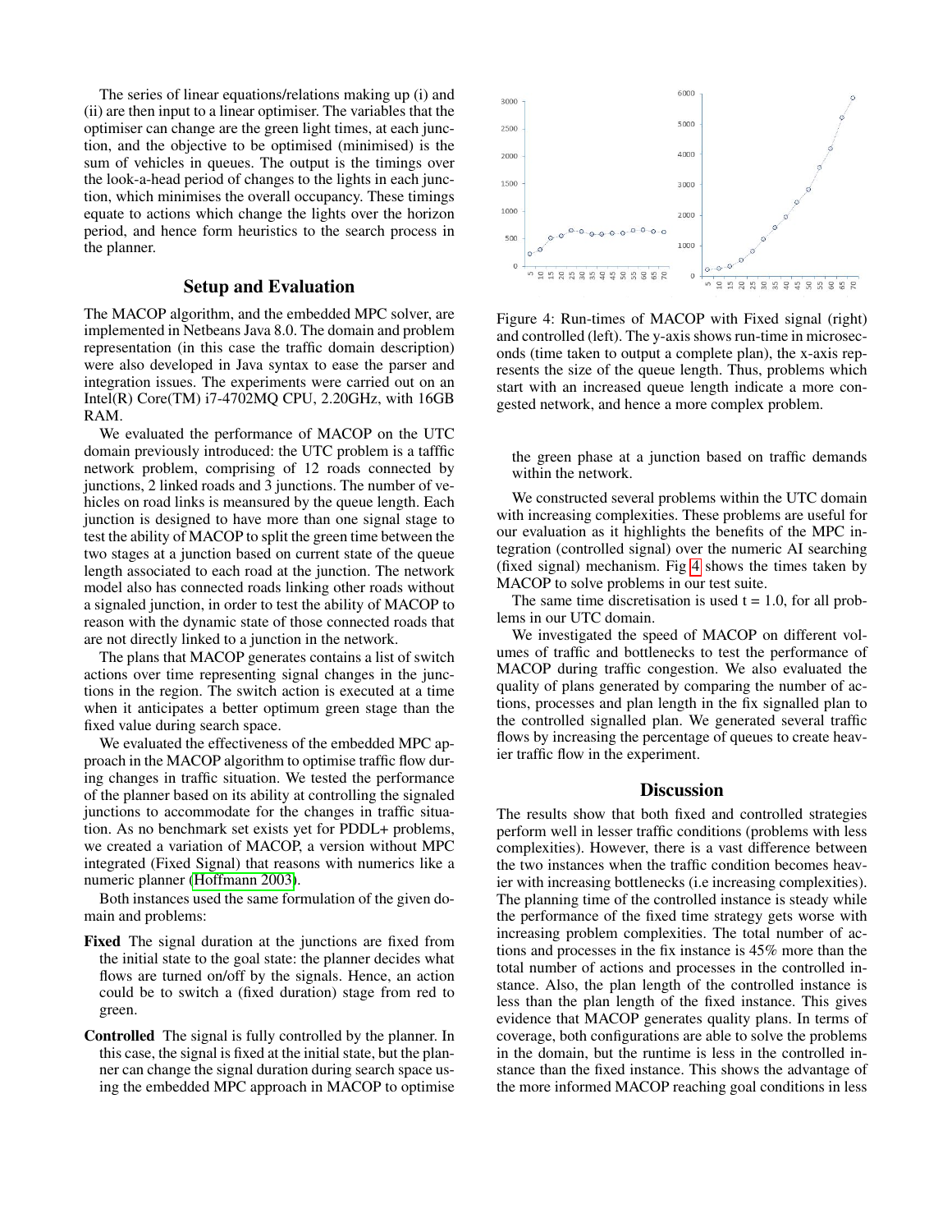The series of linear equations/relations making up (i) and (ii) are then input to a linear optimiser. The variables that the optimiser can change are the green light times, at each junction, and the objective to be optimised (minimised) is the sum of vehicles in queues. The output is the timings over the look-a-head period of changes to the lights in each junction, which minimises the overall occupancy. These timings equate to actions which change the lights over the horizon period, and hence form heuristics to the search process in the planner.

## Setup and Evaluation

The MACOP algorithm, and the embedded MPC solver, are implemented in Netbeans Java 8.0. The domain and problem representation (in this case the traffic domain description) were also developed in Java syntax to ease the parser and integration issues. The experiments were carried out on an Intel(R) Core(TM) i7-4702MQ CPU, 2.20GHz, with 16GB RAM.

We evaluated the performance of MACOP on the UTC domain previously introduced: the UTC problem is a tafffic network problem, comprising of 12 roads connected by junctions, 2 linked roads and 3 junctions. The number of vehicles on road links is meansured by the queue length. Each junction is designed to have more than one signal stage to test the ability of MACOP to split the green time between the two stages at a junction based on current state of the queue length associated to each road at the junction. The network model also has connected roads linking other roads without a signaled junction, in order to test the ability of MACOP to reason with the dynamic state of those connected roads that are not directly linked to a junction in the network.

The plans that MACOP generates contains a list of switch actions over time representing signal changes in the junctions in the region. The switch action is executed at a time when it anticipates a better optimum green stage than the fixed value during search space.

We evaluated the effectiveness of the embedded MPC approach in the MACOP algorithm to optimise traffic flow during changes in traffic situation. We tested the performance of the planner based on its ability at controlling the signaled junctions to accommodate for the changes in traffic situation. As no benchmark set exists yet for PDDL+ problems, we created a variation of MACOP, a version without MPC integrated (Fixed Signal) that reasons with numerics like a numeric planner (Hoffmann 2003).

Both instances used the same formulation of the given domain and problems:

**Fixed** The signal duration at the junctions are fixed from the initial state to the goal state: the planner decides what flows are turned on/off by the signals. Hence, an action could be to switch a (fixed duration) stage from red to green.

**Controlled** The signal is fully controlled by the planner. In this case, the signal is fixed at the initial state, but the planner can change the signal duration during search space using the embedded MPC approach in MACOP to optimise the green phase at a junction based on traffic demands within the network.

Figure 4: Run-times of MACOP with Fixed signal (right) and controlled (left). The y-axis shows run-time in microseconds (time taken to output a complete plan), the x-axis represents the size of the queue length. Thus, problems which start with an increased queue length indicate a more congested network, and hence a more complex problem.

We constructed several problems within the UTC domain with increasing complexities. These problems are useful for our evaluation as it highlights the benefits of the MPC integration (controlled signal) over the numeric AI searching (fixed signal) mechanism. Fig 4 shows the times taken by MACOP to solve problems in our test suite.

The same time discretisation is used t = 1.0, for all problems in our UTC domain.

We investigated the speed of MACOP on different volumes of traffic and bottlenecks to test the performance of MACOP during traffic congestion. We also evaluated the quality of plans generated by comparing the number of actions, processes and plan length in the fix signalled plan to the controlled signalled plan. We generated several traffic flows by increasing the percentage of queues to create heavier traffic flow in the experiment.

## Discussion

The results show that both fixed and controlled strategies perform well in lesser traffic conditions (problems with less complexities). However, there is a vast difference between the two instances when the traffic condition becomes heavier with increasing bottlenecks (i.e increasing complexities). The planning time of the controlled instance is steady while the performance of the fixed time strategy gets worse with increasing problem complexities. The total number of actions and processes in the fix instance is 45% more than the total number of actions and processes in the controlled instance. Also, the plan length of the controlled instance is less than the plan length of the fixed instance. This gives evidence that MACOP generates quality plans. In terms of coverage, both configurations are able to solve the problems in the domain, but the runtime is less in the controlled instance than the fixed instance. This shows the advantage of the more informed MACOP reaching goal conditions in less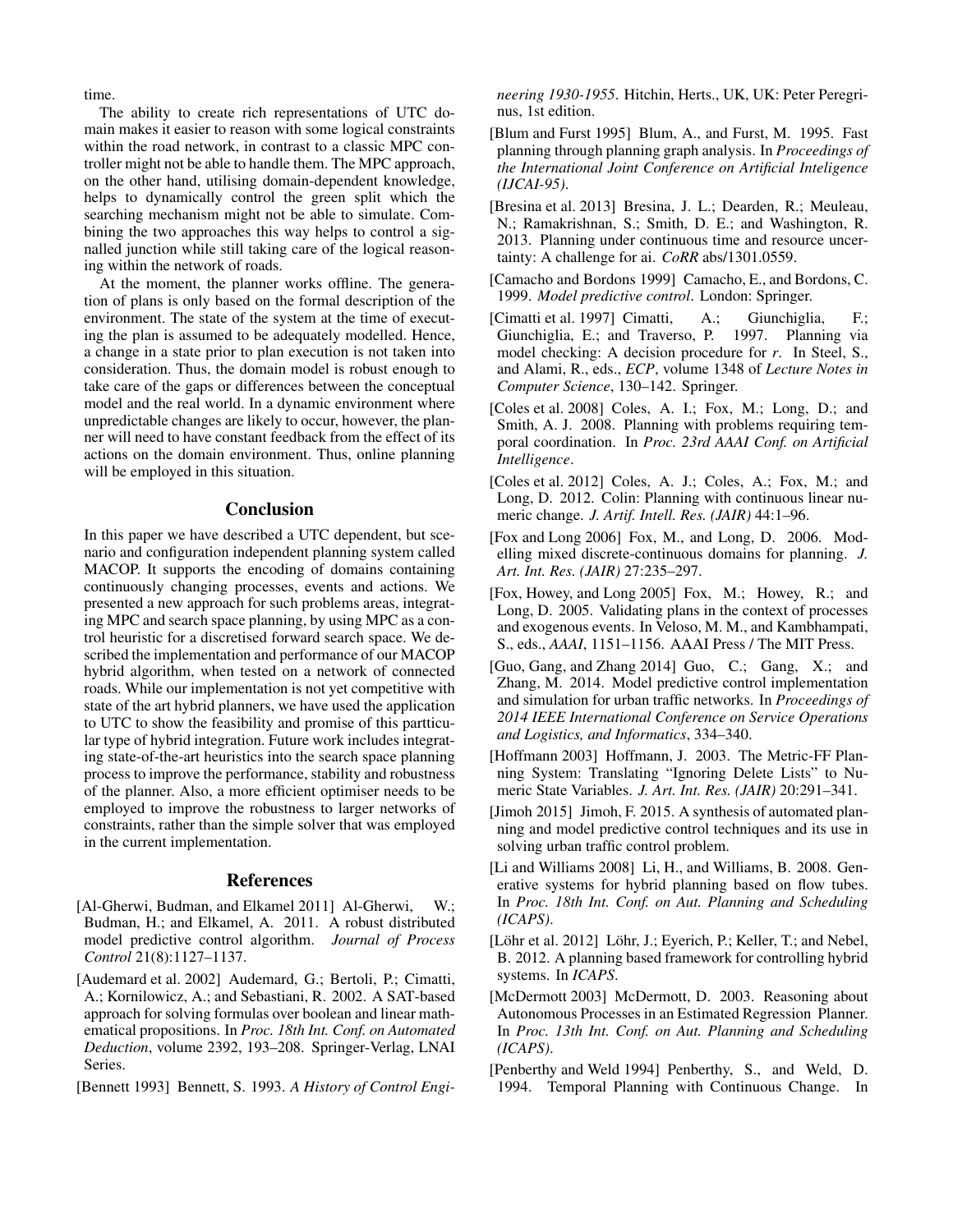time.

The ability to create rich representations of UTC domain makes it easier to reason with some logical constraints within the road network, in contrast to a classic MPC controller might not be able to handle them. The MPC approach, on the other hand, utilising domain-dependent knowledge, helps to dynamically control the green split which the searching mechanism might not be able to simulate. Combining the two approaches this way helps to control a signalled junction while still taking care of the logical reasoning within the network of roads.

At the moment, the planner works offline. The generation of plans is only based on the formal description of the environment. The state of the system at the time of executing the plan is assumed to be adequately modelled. Hence, a change in a state prior to plan execution is not taken into consideration. Thus, the domain model is robust enough to take care of the gaps or differences between the conceptual model and the real world. In a dynamic environment where unpredictable changes are likely to occur, however, the planner will need to have constant feedback from the effect of its actions on the domain environment. Thus, online planning will be employed in this situation.

## Conclusion

In this paper we have described a UTC dependent, but scenario and configuration independent planning system called MACOP. It supports the encoding of domains containing continuously changing processes, events and actions. We presented a new approach for such problems areas, integrating MPC and search space planning, by using MPC as a control heuristic for a discretised forward search space. We described the implementation and performance of our MACOP hybrid algorithm, when tested on a network of connected roads. While our implementation is not yet competitive with state of the art hybrid planners, we have used the application to UTC to show the feasibility and promise of this partticular type of hybrid integration. Future work includes integrating state-of-the-art heuristics into the search space planning process to improve the performance, stability and robustness of the planner. Also, a more efficient optimiser needs to be employed to improve the robustness to larger networks of constraints, rather than the simple solver that was employed in the current implementation.

## References

[Al-Gherwi, Budman, and Elkamel 2011] Al-Gherwi, W.; Budman, H.; and Elkamel, A. 2011. A robust distributed model predictive control algorithm. *Journal of Process Control* 21(8):1127–1137.

[Audemard et al. 2002] Audemard, G.; Bertoli, P.; Cimatti, A.; Kornilowicz, A.; and Sebastiani, R. 2002. A SAT-based approach for solving formulas over boolean and linear mathematical propositions. In *Proc. 18th Int. Conf. on Automated Deduction*, volume 2392, 193–208. Springer-Verlag, LNAI Series.

[Bennett 1993] Bennett, S. 1993. *A History of Control Engineering 1930-1955*. Hitchin, Herts., UK, UK: Peter Peregrinus, 1st edition.

[Blum and Furst 1995] Blum, A., and Furst, M. 1995. Fast planning through planning graph analysis. In *Proceedings of the International Joint Conference on Artificial Inteligence (IJCAI-95)*.

[Bresina et al. 2013] Bresina, J. L.; Dearden, R.; Meuleau, N.; Ramakrishnan, S.; Smith, D. E.; and Washington, R. 2013. Planning under continuous time and resource uncertainty: A challenge for ai. *CoRR* abs/1301.0559.

[Camacho and Bordons 1999] Camacho, E., and Bordons, C. 1999. *Model predictive control*. London: Springer.

[Cimatti et al. 1997] Cimatti, A.; Giunchiglia, F.; Giunchiglia, E.; and Traverso, P. 1997. Planning via model checking: A decision procedure for *r*. In Steel, S., and Alami, R., eds., *ECP*, volume 1348 of *Lecture Notes in Computer Science*, 130–142. Springer.

[Coles et al. 2008] Coles, A. I.; Fox, M.; Long, D.; and Smith, A. J. 2008. Planning with problems requiring temporal coordination. In *Proc. 23rd AAAI Conf. on Artificial Intelligence*.

[Coles et al. 2012] Coles, A. J.; Coles, A.; Fox, M.; and Long, D. 2012. Colin: Planning with continuous linear numeric change. *J. Artif. Intell. Res. (JAIR)* 44:1–96.

[Fox and Long 2006] Fox, M., and Long, D. 2006. Modelling mixed discrete-continuous domains for planning. *J. Art. Int. Res. (JAIR)* 27:235–297.

[Fox, Howey, and Long 2005] Fox, M.; Howey, R.; and Long, D. 2005. Validating plans in the context of processes and exogenous events. In Veloso, M. M., and Kambhampati, S., eds., *AAAI*, 1151–1156. AAAI Press / The MIT Press.

[Guo, Gang, and Zhang 2014] Guo, C.; Gang, X.; and Zhang, M. 2014. Model predictive control implementation and simulation for urban traffic networks. In *Proceedings of 2014 IEEE International Conference on Service Operations and Logistics, and Informatics*, 334–340.

[Hoffmann 2003] Hoffmann, J. 2003. The Metric-FF Planning System: Translating "Ignoring Delete Lists" to Numeric State Variables. *J. Art. Int. Res. (JAIR)* 20:291–341.

[Jimoh 2015] Jimoh, F. 2015. A synthesis of automated planning and model predictive control techniques and its use in solving urban traffic control problem.

[Li and Williams 2008] Li, H., and Williams, B. 2008. Generative systems for hybrid planning based on flow tubes. In *Proc. 18th Int. Conf. on Aut. Planning and Scheduling (ICAPS)*.

[Löhr et al. 2012] Löhr, J.; Eyerich, P.; Keller, T.; and Nebel, B. 2012. A planning based framework for controlling hybrid systems. In *ICAPS*.

[McDermott 2003] McDermott, D. 2003. Reasoning about Autonomous Processes in an Estimated Regression Planner. In *Proc. 13th Int. Conf. on Aut. Planning and Scheduling (ICAPS)*.

[Penberthy and Weld 1994] Penberthy, S., and Weld, D. 1994. Temporal Planning with Continuous Change. In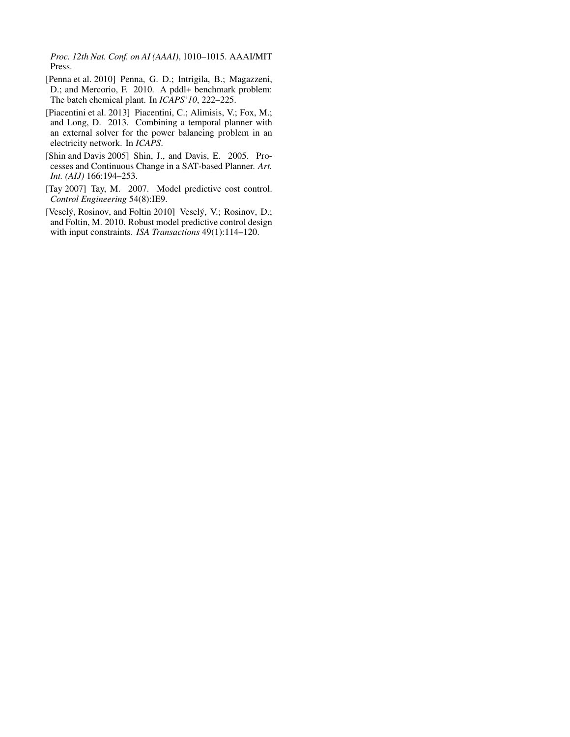*Proc. 12th Nat. Conf. on AI (AAAI)*, 1010–1015. AAAI/MIT Press.

[Penna et al. 2010] Penna, G. D.; Intrigila, B.; Magazzeni, D.; and Mercorio, F. 2010. A pddl+ benchmark problem: The batch chemical plant. In *ICAPS'10*, 222–225.

[Piacentini et al. 2013] Piacentini, C.; Alimisis, V.; Fox, M.; and Long, D. 2013. Combining a temporal planner with an external solver for the power balancing problem in an electricity network. In *ICAPS*.

[Shin and Davis 2005] Shin, J., and Davis, E. 2005. Processes and Continuous Change in a SAT-based Planner. *Art. Int. (AIJ)* 166:194–253.

[Tay 2007] Tay, M. 2007. Model predictive cost control. *Control Engineering* 54(8):IE9.

[Veselý, Rosinov, and Foltin 2010] Veselý, V.; Rosinov, D.; and Foltin, M. 2010. Robust model predictive control design with input constraints. *ISA Transactions* 49(1):114–120.